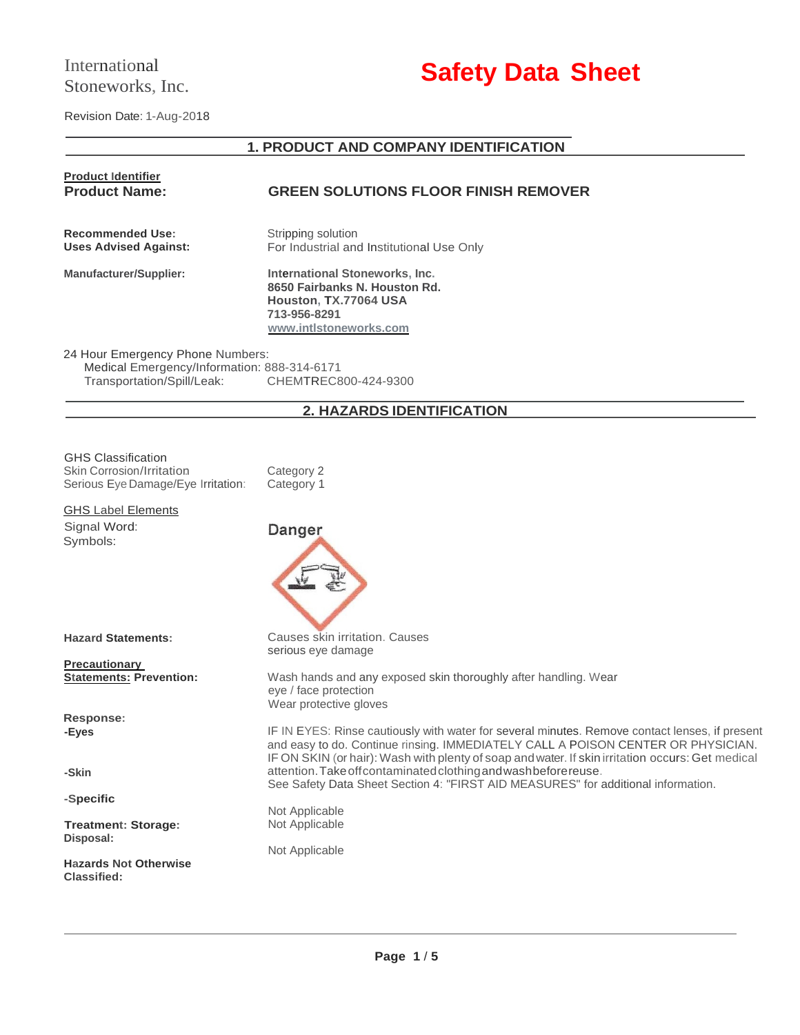International Stoneworks, Inc.

# Safety Data Sheet

Revision Date: 1-Aug-2018

## 1. PRODUCT AND COMPANY IDENTIFICATION

**Product Identifier**

**Product Name:** **GREEN SOLUTIONS FLOOR FINISH REMOVER**

**Recommended Use:** Stripping solution

**Uses Advised Against:** For Industrial and Institutional Use Only

**Manufacturer/Supplier:**
**International Stoneworks, Inc.**
**8650 Fairbanks N. Houston Rd.**
**Houston, TX.77064 USA**
**713-956-8291**
**www.intlstoneworks.com**

24 Hour Emergency Phone Numbers:
Medical Emergency/Information: 888-314-6171
Transportation/Spill/Leak: CHEMTREC800-424-9300

## 2. HAZARDS IDENTIFICATION

GHS Classification

| | |
|---|---|
| Skin Corrosion/Irritation | Category 2 |
| Serious Eye Damage/Eye Irritation: | Category 1 |

GHS Label Elements

Signal Word: Danger

Symbols:

**Hazard Statements:** Causes skin irritation. Causes serious eye damage

**Precautionary Statements: Prevention:** Wash hands and any exposed skin thoroughly after handling. Wear eye / face protection
Wear protective gloves

**Response:**

**-Eyes** IF IN EYES: Rinse cautiously with water for several minutes. Remove contact lenses, if present and easy to do. Continue rinsing. IMMEDIATELY CALL A POISON CENTER OR PHYSICIAN.

**-Skin** IF ON SKIN (or hair): Wash with plenty of soap and water. If skin irritation occurs: Get medical attention. Take off contaminated clothing and wash before reuse.
See Safety Data Sheet Section 4: "FIRST AID MEASURES" for additional information.

**-Specific** Not Applicable

**Treatment: Storage:** Not Applicable

**Disposal:** Not Applicable

**Hazards Not Otherwise Classified:**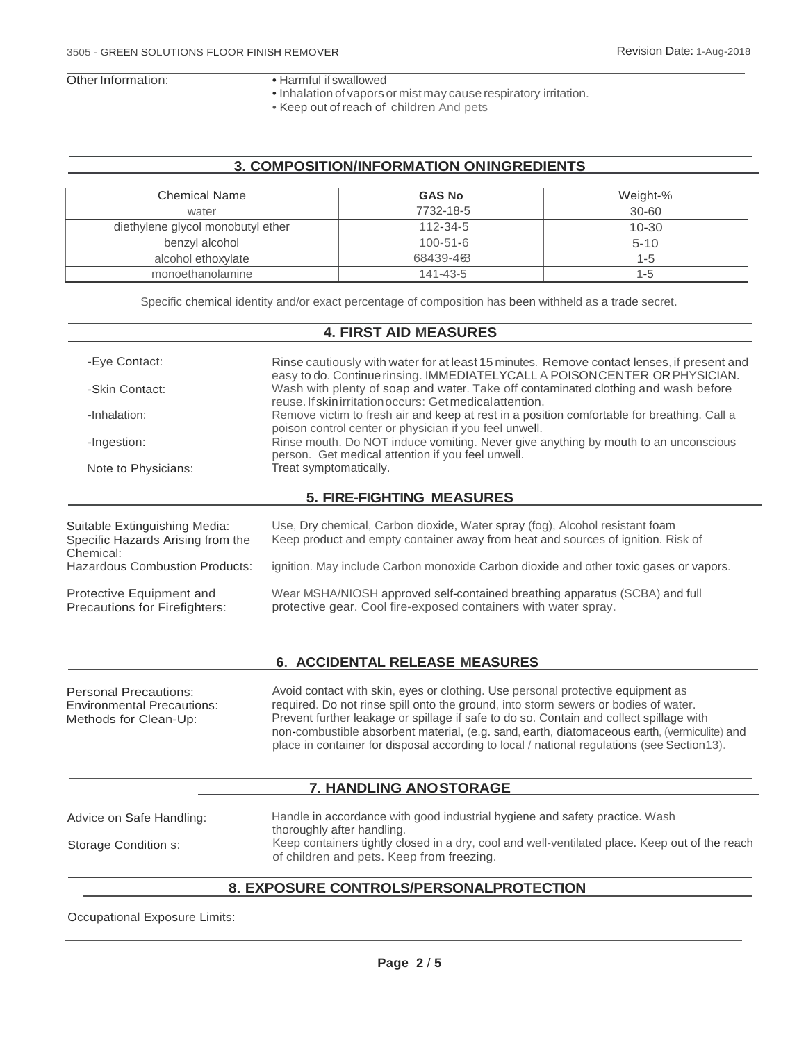Other Information:

- Harmful if swallowed
- Inhalation of vapors or mist may cause respiratory irritation.
- Keep out of reach of children And pets

## 3. COMPOSITION/INFORMATION ONINGREDIENTS

| Chemical Name | GAS No | Weight-% |
|---|---|---|
| water | 7732-18-5 | 30-60 |
| diethylene glycol monobutyl ether | 112-34-5 | 10-30 |
| benzyl alcohol | 100-51-6 | 5-10 |
| alcohol ethoxylate | 68439-463 | 1-5 |
| monoethanolamine | 141-43-5 | 1-5 |

Specific chemical identity and/or exact percentage of composition has been withheld as a trade secret.

## 4. FIRST AID MEASURES

-Eye Contact: Rinse cautiously with water for at least 15 minutes. Remove contact lenses, if present and easy to do. Continue rinsing. IMMEDIATELYCALL A POISONCENTER OR PHYSICIAN.

-Skin Contact: Wash with plenty of soap and water. Take off contaminated clothing and wash before reuse. If skin irritation occurs: Get medical attention.

-Inhalation: Remove victim to fresh air and keep at rest in a position comfortable for breathing. Call a poison control center or physician if you feel unwell.

-Ingestion: Rinse mouth. Do NOT induce vomiting. Never give anything by mouth to an unconscious person. Get medical attention if you feel unwell.

Note to Physicians: Treat symptomatically.

## 5. FIRE-FIGHTING MEASURES

Suitable Extinguishing Media: Use, Dry chemical, Carbon dioxide, Water spray (fog), Alcohol resistant foam

Specific Hazards Arising from the Chemical: Keep product and empty container away from heat and sources of ignition. Risk of

Hazardous Combustion Products: ignition. May include Carbon monoxide Carbon dioxide and other toxic gases or vapors.

Protective Equipment and Precautions for Firefighters: Wear MSHA/NIOSH approved self-contained breathing apparatus (SCBA) and full protective gear. Cool fire-exposed containers with water spray.

## 6. ACCIDENTAL RELEASE MEASURES

Personal Precautions: Avoid contact with skin, eyes or clothing. Use personal protective equipment as

Environmental Precautions: required. Do not rinse spill onto the ground, into storm sewers or bodies of water.

Methods for Clean-Up: Prevent further leakage or spillage if safe to do so. Contain and collect spillage with non-combustible absorbent material, (e.g. sand, earth, diatomaceous earth, (vermiculite) and place in container for disposal according to local / national regulations (see Section13).

## 7. HANDLING ANOSTORAGE

Advice on Safe Handling: Handle in accordance with good industrial hygiene and safety practice. Wash thoroughly after handling.

Storage Condition s: Keep containers tightly closed in a dry, cool and well-ventilated place. Keep out of the reach of children and pets. Keep from freezing.

## 8. EXPOSURE CONTROLS/PERSONALPROTECTION

Occupational Exposure Limits: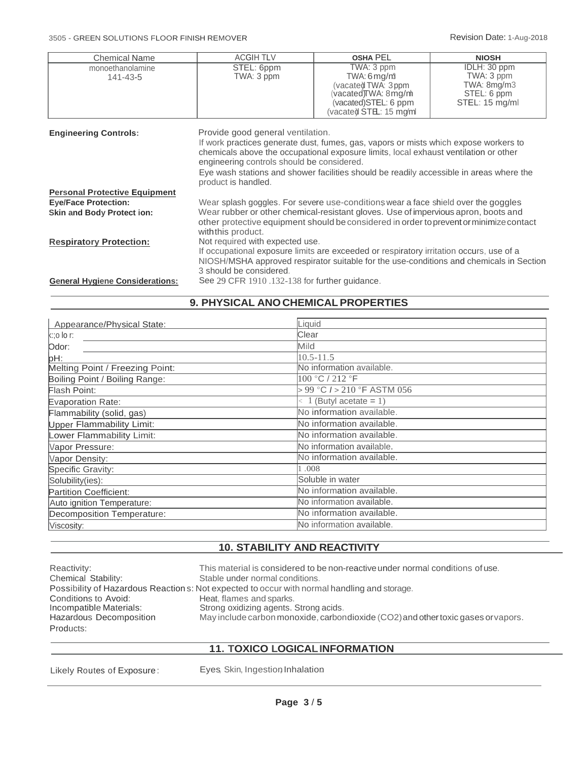| Chemical Name | ACGIH TLV | OSHA PEL | NIOSH |
|---|---|---|---|
| monoethanolamine 141-43-5 | STEL: 6ppm TWA: 3 ppm | TWA: 3 ppm TWA: 6 mg/m3 (vacated) TWA: 3 ppm (vacated) TWA: 8 mg/m3 (vacated) STEL: 6 ppm (vacated) STEL: 15 mg/m3 | IDLH: 30 ppm TWA: 3 ppm TWA: 8mg/m3 STEL: 6 ppm STEL: 15 mg/m3 |

**Engineering Controls:** Provide good general ventilation.
If work practices generate dust, fumes, gas, vapors or mists which expose workers to chemicals above the occupational exposure limits, local exhaust ventilation or other engineering controls should be considered.
Eye wash stations and shower facilities should be readily accessible in areas where the product is handled.

**Personal Protective Equipment**

**Eye/Face Protection:** Wear splash goggles. For severe use-conditions, wear a face shield over the goggles

**Skin and Body Protection:** Wear rubber or other chemical-resistant gloves. Use of impervious apron, boots and other protective equipment should be considered in order to prevent or minimize contact with this product.

**Respiratory Protection:** Not required with expected use.
If occupational exposure limits are exceeded or respiratory irritation occurs, use of a NIOSH/MSHA approved respirator suitable for the use-conditions and chemicals in Section 3 should be considered.

**General Hygiene Considerations:** See 29 CFR 1910 .132-138 for further guidance.

## 9. PHYSICAL AND CHEMICAL PROPERTIES

| Property | Value |
|---|---|
| Appearance/Physical State: | Liquid |
| Color: | Clear |
| Odor: | Mild |
| pH: | 10.5-11.5 |
| Melting Point / Freezing Point: | No information available. |
| Boiling Point / Boiling Range: | 100 °C / 212 °F |
| Flash Point: | > 99 °C / > 210 °F ASTM 056 |
| Evaporation Rate: | < 1 (Butyl acetate = 1) |
| Flammability (solid, gas) | No information available. |
| Upper Flammability Limit: | No information available. |
| Lower Flammability Limit: | No information available. |
| Vapor Pressure: | No information available. |
| Vapor Density: | No information available. |
| Specific Gravity: | 1 .008 |
| Solubility(ies): | Soluble in water |
| Partition Coefficient: | No information available. |
| Auto ignition Temperature: | No information available. |
| Decomposition Temperature: | No information available. |
| Viscosity: | No information available. |

## 10. STABILITY AND REACTIVITY

Reactivity: This material is considered to be non-reactive under normal conditions of use.

Chemical Stability: Stable under normal conditions.

Possibility of Hazardous Reactions: Not expected to occur with normal handling and storage.

Conditions to Avoid: Heat, flames and sparks.

Incompatible Materials: Strong oxidizing agents. Strong acids.

Hazardous Decomposition Products: May include carbon monoxide, carbon dioxide ($CO_2$) and other toxic gases or vapors.

## 11. TOXICOLOGICAL INFORMATION

Likely Routes of Exposure: Eyes, Skin, Ingestion, Inhalation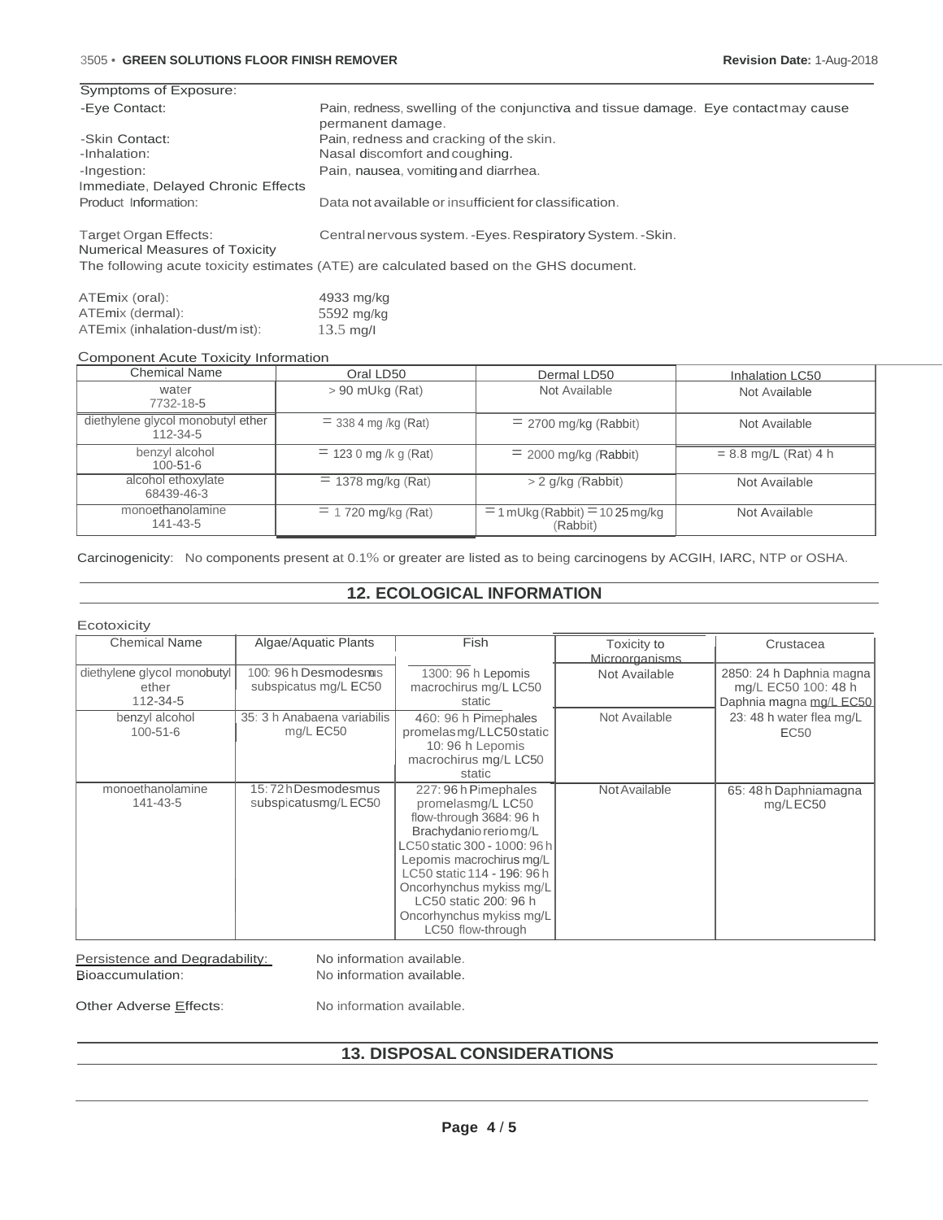Symptoms of Exposure:

| | |
|---|---|
| -Eye Contact: | Pain, redness, swelling of the conjunctiva and tissue damage. Eye contact may cause permanent damage. |
| -Skin Contact: | Pain, redness and cracking of the skin. |
| -Inhalation: | Nasal discomfort and coughing. |
| -Ingestion: | Pain, nausea, vomiting and diarrhea. |

Immediate, Delayed Chronic Effects

Product Information: Data not available or insufficient for classification.

Target Organ Effects: Central nervous system. -Eyes. Respiratory System. -Skin.

Numerical Measures of Toxicity

The following acute toxicity estimates (ATE) are calculated based on the GHS document.

| | |
|---|---|
| ATEmix (oral): | 4933 mg/kg |
| ATEmix (dermal): | 5592 mg/kg |
| ATEmix (inhalation-dust/mist): | 13.5 mg/l |

Component Acute Toxicity Information

| Chemical Name | Oral LD50 | Dermal LD50 | Inhalation LC50 |
|---|---|---|---|
| water 7732-18-5 | > 90 mUkg (Rat) | Not Available | Not Available |
| diethylene glycol monobutyl ether 112-34-5 | = 338 4 mg /kg (Rat) | = 2700 mg/kg (Rabbit) | Not Available |
| benzyl alcohol 100-51-6 | = 123 0 mg /k g (Rat) | = 2000 mg/kg (Rabbit) | = 8.8 mg/L (Rat) 4 h |
| alcohol ethoxylate 68439-46-3 | = 1378 mg/kg (Rat) | > 2 g/kg (Rabbit) | Not Available |
| monoethanolamine 141-43-5 | = 1 720 mg/kg (Rat) | = 1 mUkg (Rabbit) = 10 25 mg/kg (Rabbit) | Not Available |

Carcinogenicity: No components present at 0.1% or greater are listed as to being carcinogens by ACGIH, IARC, NTP or OSHA.

## 12. ECOLOGICAL INFORMATION

Ecotoxicity

| Chemical Name | Algae/Aquatic Plants | Fish | Toxicity to Microorganisms | Crustacea |
|---|---|---|---|---|
| diethylene glycol monobutyl ether 112-34-5 | 100: 96 h Desmodesmus subspicatus mg/L EC50 | 1300: 96 h Lepomis macrochirus mg/L LC50 static | Not Available | 2850: 24 h Daphnia magna mg/L EC50 100: 48 h Daphnia magna mg/L EC50 |
| benzyl alcohol 100-51-6 | 35: 3 h Anabaena variabilis mg/L EC50 | 460: 96 h Pimephales promelas mg/L LC50 static 10: 96 h Lepomis macrochirus mg/L LC50 static | Not Available | 23: 48 h water flea mg/L EC50 |
| monoethanolamine 141-43-5 | 15: 72 h Desmodesmus subspicatus mg/L EC50 | 227: 96 h Pimephales promelas mg/L LC50 flow-through 3684: 96 h Brachydanio rerio mg/L LC50 static 300 - 1000: 96 h Lepomis macrochirus mg/L LC50 static 114 - 196: 96 h Oncorhynchus mykiss mg/L LC50 static 200: 96 h Oncorhynchus mykiss mg/L LC50 flow-through | Not Available | 65: 48 h Daphnia magna mg/L EC50 |

| | |
|---|---|
| Persistence and Degradability: | No information available. |
| Bioaccumulation: | No information available. |
| Other Adverse Effects: | No information available. |

## 13. DISPOSAL CONSIDERATIONS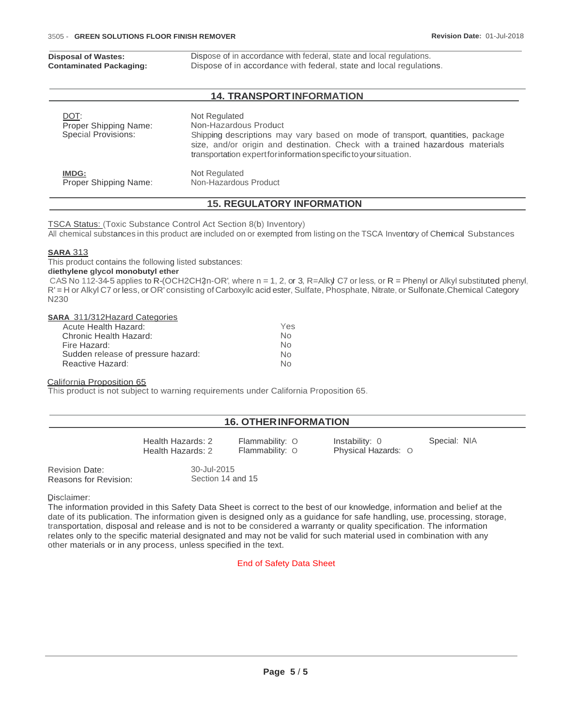**Disposal of Wastes:** Dispose of in accordance with federal, state and local regulations.
**Contaminated Packaging:** Dispose of in accordance with federal, state and local regulations.

## 14. TRANSPORT INFORMATION

| | |
|---|---|
| DOT: | Not Regulated |
| Proper Shipping Name: | Non-Hazardous Product |
| Special Provisions: | Shipping descriptions may vary based on mode of transport, quantities, package size, and/or origin and destination. Check with a trained hazardous materials transportation expert for information specific to your situation. |

| | |
|---|---|
| **IMDG:** | Not Regulated |
| Proper Shipping Name: | Non-Hazardous Product |

## 15. REGULATORY INFORMATION

TSCA Status: (Toxic Substance Control Act Section 8(b) Inventory)
All chemical substances in this product are included on or exempted from listing on the TSCA Inventory of Chemical Substances

**SARA** 313
This product contains the following listed substances:
**diethylene glycol monobutyl ether**
CAS No 112-34-5 applies to R-(OCH2CH2)n-OR', where n = 1, 2, or 3, R=Alkyl C7 or less, or R = Phenyl or Alkyl substituted phenyl, R' = H or Alkyl C7 or less, or OR' consisting of Carboxyilc acid ester, Sulfate, Phosphate, Nitrate, or Sulfonate, Chemical Category N230

**SARA** 311/312Hazard Categories

| | |
|---|---|
| Acute Health Hazard: | Yes |
| Chronic Health Hazard: | No |
| Fire Hazard: | No |
| Sudden release of pressure hazard: | No |
| Reactive Hazard: | No |

California Proposition 65
This product is not subject to warning requirements under California Proposition 65.

## 16. OTHER INFORMATION

| | | | |
|---|---|---|---|
| Health Hazards: 2 | Flammability: O | Instability: 0 | Special: NIA |
| Health Hazards: 2 | Flammability: O | Physical Hazards: O | |

Revision Date: 30-Jul-2015
Reasons for Revision: Section 14 and 15

Disclaimer:
The information provided in this Safety Data Sheet is correct to the best of our knowledge, information and belief at the date of its publication. The information given is designed only as a guidance for safe handling, use, processing, storage, transportation, disposal and release and is not to be considered a warranty or quality specification. The information relates only to the specific material designated and may not be valid for such material used in combination with any other materials or in any process, unless specified in the text.

End of Safety Data Sheet